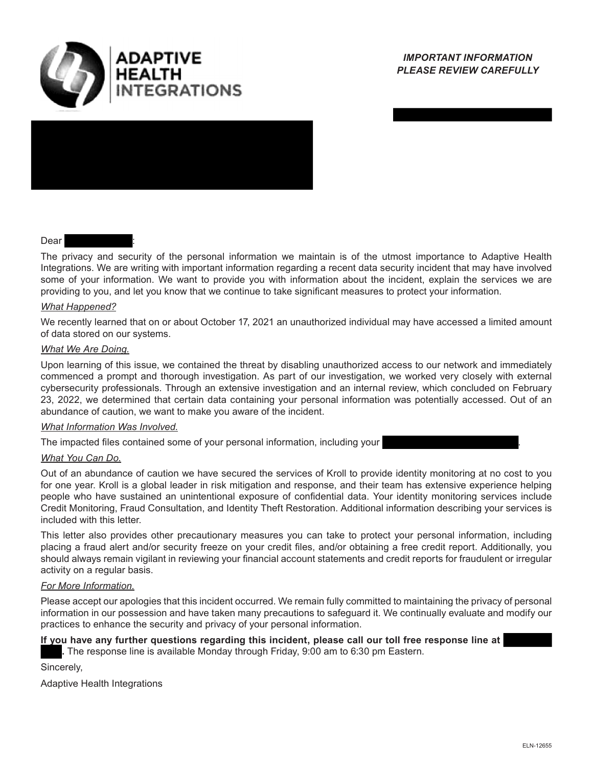**ADAPTIVE HEALTH INTEGRATIONS**

***IMPORTANT INFORMATION***
***PLEASE REVIEW CAREFULLY***

Dear :

The privacy and security of the personal information we maintain is of the utmost importance to Adaptive Health Integrations. We are writing with important information regarding a recent data security incident that may have involved some of your information. We want to provide you with information about the incident, explain the services we are providing to you, and let you know that we continue to take significant measures to protect your information.

*What Happened?*

We recently learned that on or about October 17, 2021 an unauthorized individual may have accessed a limited amount of data stored on our systems.

*What We Are Doing.*

Upon learning of this issue, we contained the threat by disabling unauthorized access to our network and immediately commenced a prompt and thorough investigation. As part of our investigation, we worked very closely with external cybersecurity professionals. Through an extensive investigation and an internal review, which concluded on February 23, 2022, we determined that certain data containing your personal information was potentially accessed. Out of an abundance of caution, we want to make you aware of the incident.

*What Information Was Involved.*

The impacted files contained some of your personal information, including your .

*What You Can Do.*

Out of an abundance of caution we have secured the services of Kroll to provide identity monitoring at no cost to you for one year. Kroll is a global leader in risk mitigation and response, and their team has extensive experience helping people who have sustained an unintentional exposure of confidential data. Your identity monitoring services include Credit Monitoring, Fraud Consultation, and Identity Theft Restoration. Additional information describing your services is included with this letter.

This letter also provides other precautionary measures you can take to protect your personal information, including placing a fraud alert and/or security freeze on your credit files, and/or obtaining a free credit report. Additionally, you should always remain vigilant in reviewing your financial account statements and credit reports for fraudulent or irregular activity on a regular basis.

*For More Information.*

Please accept our apologies that this incident occurred. We remain fully committed to maintaining the privacy of personal information in our possession and have taken many precautions to safeguard it. We continually evaluate and modify our practices to enhance the security and privacy of your personal information.

**If you have any further questions regarding this incident, please call our toll free response line at .** The response line is available Monday through Friday, 9:00 am to 6:30 pm Eastern.

Sincerely,

Adaptive Health Integrations

ELN-12655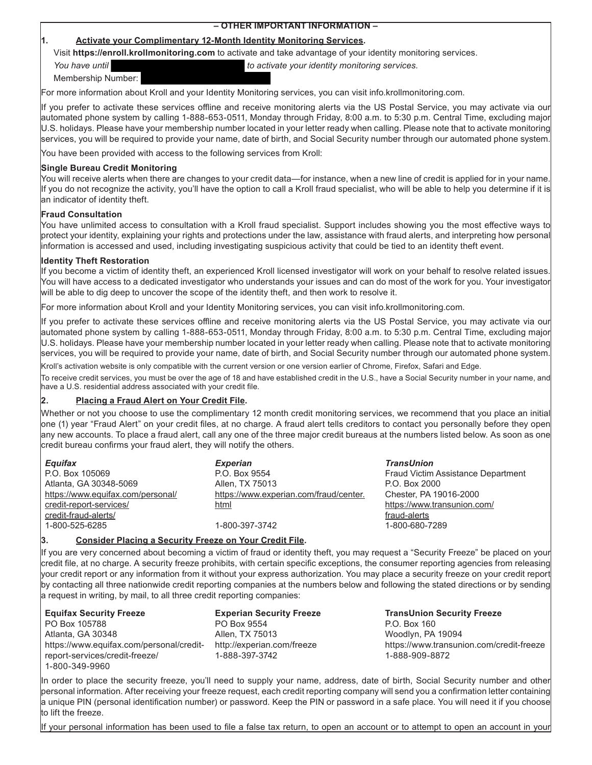**– OTHER IMPORTANT INFORMATION –**

**1. Activate your Complimentary 12-Month Identity Monitoring Services.**

Visit **https://enroll.krollmonitoring.com** to activate and take advantage of your identity monitoring services.

*You have until* ██████████ *to activate your identity monitoring services.*

Membership Number: ██████████

For more information about Kroll and your Identity Monitoring services, you can visit info.krollmonitoring.com.

If you prefer to activate these services offline and receive monitoring alerts via the US Postal Service, you may activate via our automated phone system by calling 1-888-653-0511, Monday through Friday, 8:00 a.m. to 5:30 p.m. Central Time, excluding major U.S. holidays. Please have your membership number located in your letter ready when calling. Please note that to activate monitoring services, you will be required to provide your name, date of birth, and Social Security number through our automated phone system.

You have been provided with access to the following services from Kroll:

**Single Bureau Credit Monitoring**
You will receive alerts when there are changes to your credit data—for instance, when a new line of credit is applied for in your name. If you do not recognize the activity, you'll have the option to call a Kroll fraud specialist, who will be able to help you determine if it is an indicator of identity theft.

**Fraud Consultation**
You have unlimited access to consultation with a Kroll fraud specialist. Support includes showing you the most effective ways to protect your identity, explaining your rights and protections under the law, assistance with fraud alerts, and interpreting how personal information is accessed and used, including investigating suspicious activity that could be tied to an identity theft event.

**Identity Theft Restoration**
If you become a victim of identity theft, an experienced Kroll licensed investigator will work on your behalf to resolve related issues. You will have access to a dedicated investigator who understands your issues and can do most of the work for you. Your investigator will be able to dig deep to uncover the scope of the identity theft, and then work to resolve it.

For more information about Kroll and your Identity Monitoring services, you can visit info.krollmonitoring.com.

If you prefer to activate these services offline and receive monitoring alerts via the US Postal Service, you may activate via our automated phone system by calling 1-888-653-0511, Monday through Friday, 8:00 a.m. to 5:30 p.m. Central Time, excluding major U.S. holidays. Please have your membership number located in your letter ready when calling. Please note that to activate monitoring services, you will be required to provide your name, date of birth, and Social Security number through our automated phone system.

Kroll's activation website is only compatible with the current version or one version earlier of Chrome, Firefox, Safari and Edge.

To receive credit services, you must be over the age of 18 and have established credit in the U.S., have a Social Security number in your name, and have a U.S. residential address associated with your credit file.

**2. Placing a Fraud Alert on Your Credit File.**

Whether or not you choose to use the complimentary 12 month credit monitoring services, we recommend that you place an initial one (1) year "Fraud Alert" on your credit files, at no charge. A fraud alert tells creditors to contact you personally before they open any new accounts. To place a fraud alert, call any one of the three major credit bureaus at the numbers listed below. As soon as one credit bureau confirms your fraud alert, they will notify the others.

***Equifax***
P.O. Box 105069
Atlanta, GA 30348-5069
https://www.equifax.com/personal/credit-report-services/credit-fraud-alerts/
1-800-525-6285

***Experian***
P.O. Box 9554
Allen, TX 75013
https://www.experian.com/fraud/center.html
1-800-397-3742

***TransUnion***
Fraud Victim Assistance Department
P.O. Box 2000
Chester, PA 19016-2000
https://www.transunion.com/fraud-alerts
1-800-680-7289

**3. Consider Placing a Security Freeze on Your Credit File.**

If you are very concerned about becoming a victim of fraud or identity theft, you may request a "Security Freeze" be placed on your credit file, at no charge. A security freeze prohibits, with certain specific exceptions, the consumer reporting agencies from releasing your credit report or any information from it without your express authorization. You may place a security freeze on your credit report by contacting all three nationwide credit reporting companies at the numbers below and following the stated directions or by sending a request in writing, by mail, to all three credit reporting companies:

**Equifax Security Freeze**
PO Box 105788
Atlanta, GA 30348
https://www.equifax.com/personal/credit-report-services/credit-freeze/
1-800-349-9960

**Experian Security Freeze**
PO Box 9554
Allen, TX 75013
http://experian.com/freeze
1-888-397-3742

**TransUnion Security Freeze**
P.O. Box 160
Woodlyn, PA 19094
https://www.transunion.com/credit-freeze
1-888-909-8872

In order to place the security freeze, you'll need to supply your name, address, date of birth, Social Security number and other personal information. After receiving your freeze request, each credit reporting company will send you a confirmation letter containing a unique PIN (personal identification number) or password. Keep the PIN or password in a safe place. You will need it if you choose to lift the freeze.

If your personal information has been used to file a false tax return, to open an account or to attempt to open an account in your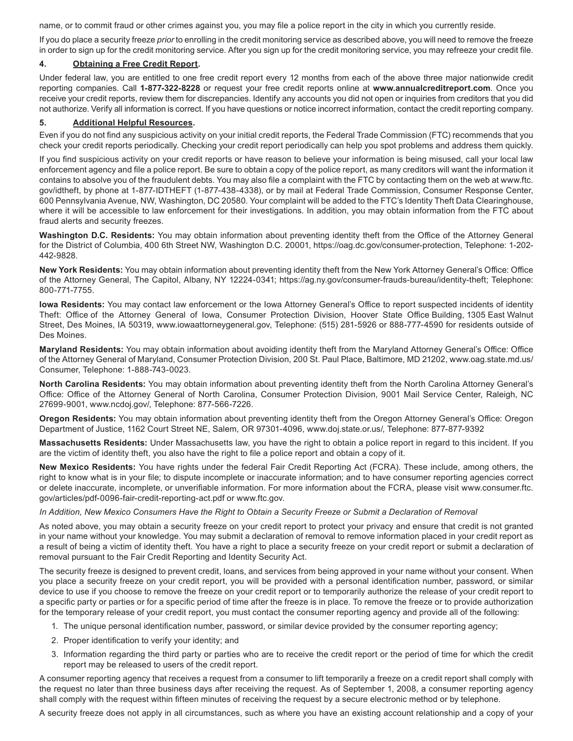name, or to commit fraud or other crimes against you, you may file a police report in the city in which you currently reside.

If you do place a security freeze *prior* to enrolling in the credit monitoring service as described above, you will need to remove the freeze in order to sign up for the credit monitoring service. After you sign up for the credit monitoring service, you may refreeze your credit file.

**4. Obtaining a Free Credit Report.**

Under federal law, you are entitled to one free credit report every 12 months from each of the above three major nationwide credit reporting companies. Call **1-877-322-8228** or request your free credit reports online at **www.annualcreditreport.com**. Once you receive your credit reports, review them for discrepancies. Identify any accounts you did not open or inquiries from creditors that you did not authorize. Verify all information is correct. If you have questions or notice incorrect information, contact the credit reporting company.

**5. Additional Helpful Resources.**

Even if you do not find any suspicious activity on your initial credit reports, the Federal Trade Commission (FTC) recommends that you check your credit reports periodically. Checking your credit report periodically can help you spot problems and address them quickly.

If you find suspicious activity on your credit reports or have reason to believe your information is being misused, call your local law enforcement agency and file a police report. Be sure to obtain a copy of the police report, as many creditors will want the information it contains to absolve you of the fraudulent debts. You may also file a complaint with the FTC by contacting them on the web at www.ftc.gov/idtheft, by phone at 1-877-IDTHEFT (1-877-438-4338), or by mail at Federal Trade Commission, Consumer Response Center, 600 Pennsylvania Avenue, NW, Washington, DC 20580. Your complaint will be added to the FTC's Identity Theft Data Clearinghouse, where it will be accessible to law enforcement for their investigations. In addition, you may obtain information from the FTC about fraud alerts and security freezes.

**Washington D.C. Residents:** You may obtain information about preventing identity theft from the Office of the Attorney General for the District of Columbia, 400 6th Street NW, Washington D.C. 20001, https://oag.dc.gov/consumer-protection, Telephone: 1-202-442-9828.

**New York Residents:** You may obtain information about preventing identity theft from the New York Attorney General's Office: Office of the Attorney General, The Capitol, Albany, NY 12224-0341; https://ag.ny.gov/consumer-frauds-bureau/identity-theft; Telephone: 800-771-7755.

**Iowa Residents:** You may contact law enforcement or the Iowa Attorney General's Office to report suspected incidents of identity Theft: Office of the Attorney General of Iowa, Consumer Protection Division, Hoover State Office Building, 1305 East Walnut Street, Des Moines, IA 50319, www.iowaattorneygeneral.gov, Telephone: (515) 281-5926 or 888-777-4590 for residents outside of Des Moines.

**Maryland Residents:** You may obtain information about avoiding identity theft from the Maryland Attorney General's Office: Office of the Attorney General of Maryland, Consumer Protection Division, 200 St. Paul Place, Baltimore, MD 21202, www.oag.state.md.us/Consumer, Telephone: 1-888-743-0023.

**North Carolina Residents:** You may obtain information about preventing identity theft from the North Carolina Attorney General's Office: Office of the Attorney General of North Carolina, Consumer Protection Division, 9001 Mail Service Center, Raleigh, NC 27699-9001, www.ncdoj.gov/, Telephone: 877-566-7226.

**Oregon Residents:** You may obtain information about preventing identity theft from the Oregon Attorney General's Office: Oregon Department of Justice, 1162 Court Street NE, Salem, OR 97301-4096, www.doj.state.or.us/, Telephone: 877-877-9392

**Massachusetts Residents:** Under Massachusetts law, you have the right to obtain a police report in regard to this incident. If you are the victim of identity theft, you also have the right to file a police report and obtain a copy of it.

**New Mexico Residents:** You have rights under the federal Fair Credit Reporting Act (FCRA). These include, among others, the right to know what is in your file; to dispute incomplete or inaccurate information; and to have consumer reporting agencies correct or delete inaccurate, incomplete, or unverifiable information. For more information about the FCRA, please visit www.consumer.ftc.gov/articles/pdf-0096-fair-credit-reporting-act.pdf or www.ftc.gov.

*In Addition, New Mexico Consumers Have the Right to Obtain a Security Freeze or Submit a Declaration of Removal*

As noted above, you may obtain a security freeze on your credit report to protect your privacy and ensure that credit is not granted in your name without your knowledge. You may submit a declaration of removal to remove information placed in your credit report as a result of being a victim of identity theft. You have a right to place a security freeze on your credit report or submit a declaration of removal pursuant to the Fair Credit Reporting and Identity Security Act.

The security freeze is designed to prevent credit, loans, and services from being approved in your name without your consent. When you place a security freeze on your credit report, you will be provided with a personal identification number, password, or similar device to use if you choose to remove the freeze on your credit report or to temporarily authorize the release of your credit report to a specific party or parties or for a specific period of time after the freeze is in place. To remove the freeze or to provide authorization for the temporary release of your credit report, you must contact the consumer reporting agency and provide all of the following:

1. The unique personal identification number, password, or similar device provided by the consumer reporting agency;
2. Proper identification to verify your identity; and
3. Information regarding the third party or parties who are to receive the credit report or the period of time for which the credit report may be released to users of the credit report.

A consumer reporting agency that receives a request from a consumer to lift temporarily a freeze on a credit report shall comply with the request no later than three business days after receiving the request. As of September 1, 2008, a consumer reporting agency shall comply with the request within fifteen minutes of receiving the request by a secure electronic method or by telephone.

A security freeze does not apply in all circumstances, such as where you have an existing account relationship and a copy of your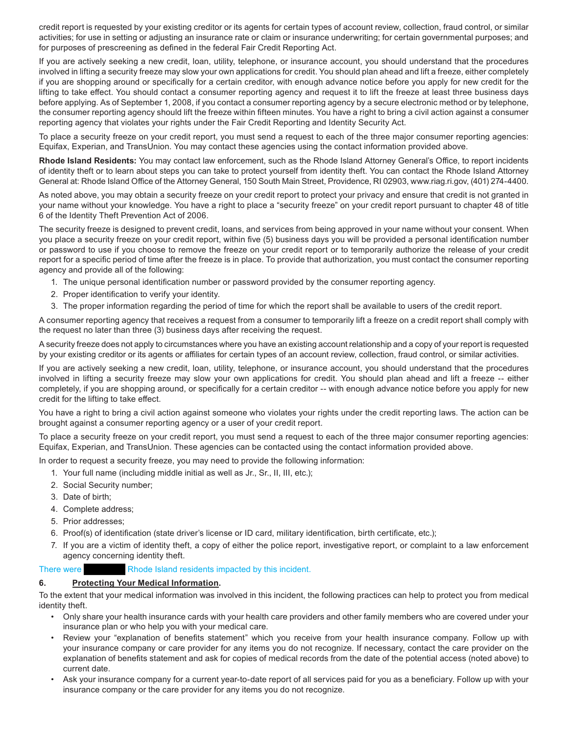credit report is requested by your existing creditor or its agents for certain types of account review, collection, fraud control, or similar activities; for use in setting or adjusting an insurance rate or claim or insurance underwriting; for certain governmental purposes; and for purposes of prescreening as defined in the federal Fair Credit Reporting Act.

If you are actively seeking a new credit, loan, utility, telephone, or insurance account, you should understand that the procedures involved in lifting a security freeze may slow your own applications for credit. You should plan ahead and lift a freeze, either completely if you are shopping around or specifically for a certain creditor, with enough advance notice before you apply for new credit for the lifting to take effect. You should contact a consumer reporting agency and request it to lift the freeze at least three business days before applying. As of September 1, 2008, if you contact a consumer reporting agency by a secure electronic method or by telephone, the consumer reporting agency should lift the freeze within fifteen minutes. You have a right to bring a civil action against a consumer reporting agency that violates your rights under the Fair Credit Reporting and Identity Security Act.

To place a security freeze on your credit report, you must send a request to each of the three major consumer reporting agencies: Equifax, Experian, and TransUnion. You may contact these agencies using the contact information provided above.

**Rhode Island Residents:** You may contact law enforcement, such as the Rhode Island Attorney General's Office, to report incidents of identity theft or to learn about steps you can take to protect yourself from identity theft. You can contact the Rhode Island Attorney General at: Rhode Island Office of the Attorney General, 150 South Main Street, Providence, RI 02903, www.riag.ri.gov, (401) 274-4400.

As noted above, you may obtain a security freeze on your credit report to protect your privacy and ensure that credit is not granted in your name without your knowledge. You have a right to place a "security freeze" on your credit report pursuant to chapter 48 of title 6 of the Identity Theft Prevention Act of 2006.

The security freeze is designed to prevent credit, loans, and services from being approved in your name without your consent. When you place a security freeze on your credit report, within five (5) business days you will be provided a personal identification number or password to use if you choose to remove the freeze on your credit report or to temporarily authorize the release of your credit report for a specific period of time after the freeze is in place. To provide that authorization, you must contact the consumer reporting agency and provide all of the following:

1. The unique personal identification number or password provided by the consumer reporting agency.
2. Proper identification to verify your identity.
3. The proper information regarding the period of time for which the report shall be available to users of the credit report.

A consumer reporting agency that receives a request from a consumer to temporarily lift a freeze on a credit report shall comply with the request no later than three (3) business days after receiving the request.

A security freeze does not apply to circumstances where you have an existing account relationship and a copy of your report is requested by your existing creditor or its agents or affiliates for certain types of an account review, collection, fraud control, or similar activities.

If you are actively seeking a new credit, loan, utility, telephone, or insurance account, you should understand that the procedures involved in lifting a security freeze may slow your own applications for credit. You should plan ahead and lift a freeze -- either completely, if you are shopping around, or specifically for a certain creditor -- with enough advance notice before you apply for new credit for the lifting to take effect.

You have a right to bring a civil action against someone who violates your rights under the credit reporting laws. The action can be brought against a consumer reporting agency or a user of your credit report.

To place a security freeze on your credit report, you must send a request to each of the three major consumer reporting agencies: Equifax, Experian, and TransUnion. These agencies can be contacted using the contact information provided above.

In order to request a security freeze, you may need to provide the following information:

1. Your full name (including middle initial as well as Jr., Sr., II, III, etc.);
2. Social Security number;
3. Date of birth;
4. Complete address;
5. Prior addresses;
6. Proof(s) of identification (state driver's license or ID card, military identification, birth certificate, etc.);
7. If you are a victim of identity theft, a copy of either the police report, investigative report, or complaint to a law enforcement agency concerning identity theft.

There were [REDACTED] Rhode Island residents impacted by this incident.

**6. Protecting Your Medical Information.**

To the extent that your medical information was involved in this incident, the following practices can help to protect you from medical identity theft.

- Only share your health insurance cards with your health care providers and other family members who are covered under your insurance plan or who help you with your medical care.
- Review your "explanation of benefits statement" which you receive from your health insurance company. Follow up with your insurance company or care provider for any items you do not recognize. If necessary, contact the care provider on the explanation of benefits statement and ask for copies of medical records from the date of the potential access (noted above) to current date.
- Ask your insurance company for a current year-to-date report of all services paid for you as a beneficiary. Follow up with your insurance company or the care provider for any items you do not recognize.